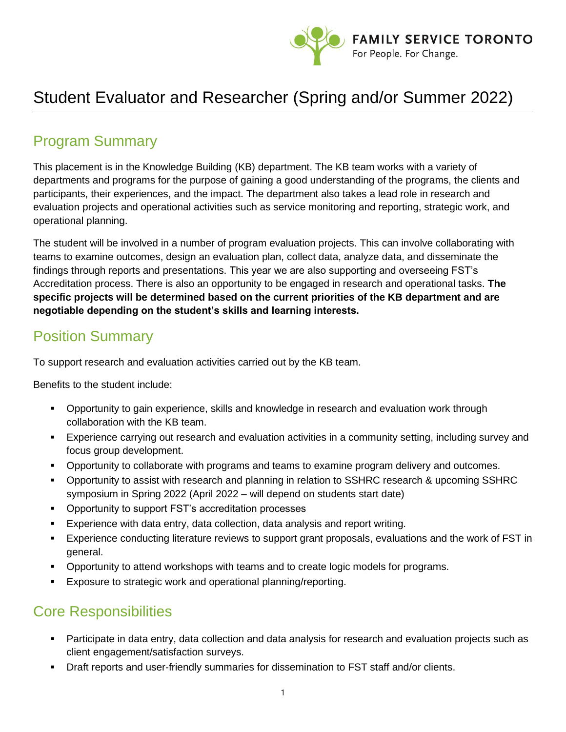FAMILY SERVICE TORONTO
For People. For Change.

# Student Evaluator and Researcher (Spring and/or Summer 2022)

## Program Summary

This placement is in the Knowledge Building (KB) department. The KB team works with a variety of departments and programs for the purpose of gaining a good understanding of the programs, the clients and participants, their experiences, and the impact. The department also takes a lead role in research and evaluation projects and operational activities such as service monitoring and reporting, strategic work, and operational planning.

The student will be involved in a number of program evaluation projects. This can involve collaborating with teams to examine outcomes, design an evaluation plan, collect data, analyze data, and disseminate the findings through reports and presentations. This year we are also supporting and overseeing FST's Accreditation process. There is also an opportunity to be engaged in research and operational tasks. **The specific projects will be determined based on the current priorities of the KB department and are negotiable depending on the student's skills and learning interests.**

## Position Summary

To support research and evaluation activities carried out by the KB team.

Benefits to the student include:

- Opportunity to gain experience, skills and knowledge in research and evaluation work through collaboration with the KB team.
- Experience carrying out research and evaluation activities in a community setting, including survey and focus group development.
- Opportunity to collaborate with programs and teams to examine program delivery and outcomes.
- Opportunity to assist with research and planning in relation to SSHRC research & upcoming SSHRC symposium in Spring 2022 (April 2022 – will depend on students start date)
- Opportunity to support FST's accreditation processes
- Experience with data entry, data collection, data analysis and report writing.
- Experience conducting literature reviews to support grant proposals, evaluations and the work of FST in general.
- Opportunity to attend workshops with teams and to create logic models for programs.
- Exposure to strategic work and operational planning/reporting.

## Core Responsibilities

- Participate in data entry, data collection and data analysis for research and evaluation projects such as client engagement/satisfaction surveys.
- Draft reports and user-friendly summaries for dissemination to FST staff and/or clients.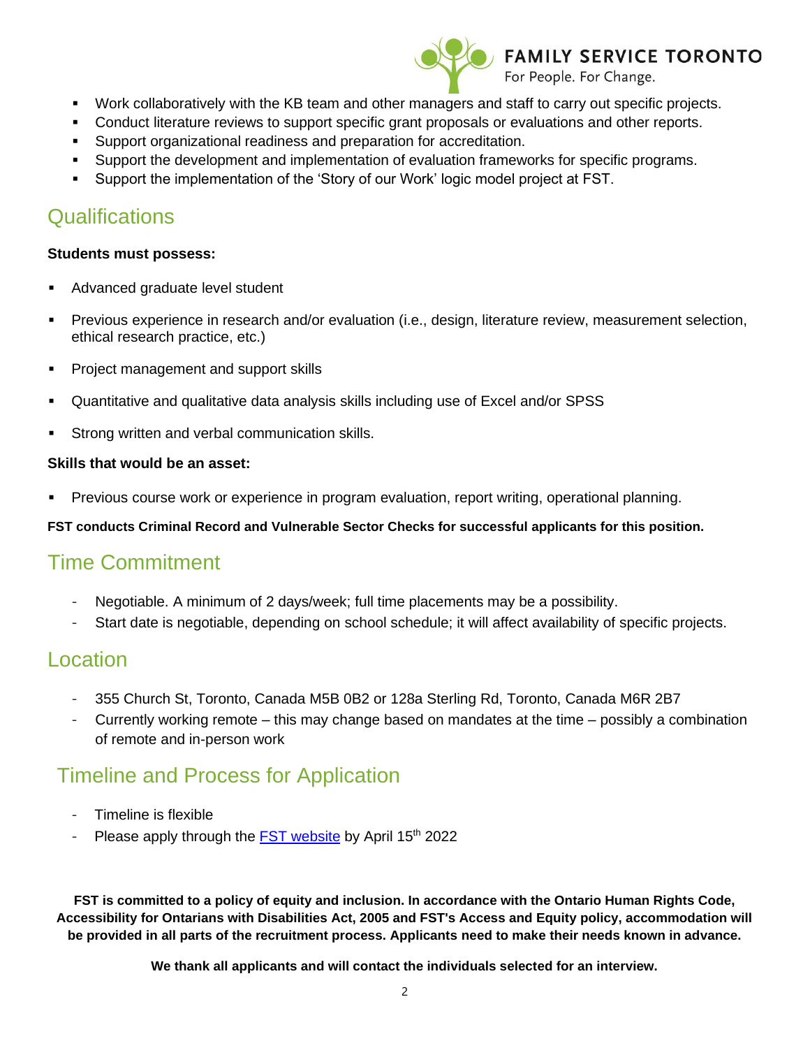- Work collaboratively with the KB team and other managers and staff to carry out specific projects.
- Conduct literature reviews to support specific grant proposals or evaluations and other reports.
- Support organizational readiness and preparation for accreditation.
- Support the development and implementation of evaluation frameworks for specific programs.
- Support the implementation of the 'Story of our Work' logic model project at FST.

## Qualifications

**Students must possess:**

- Advanced graduate level student
- Previous experience in research and/or evaluation (i.e., design, literature review, measurement selection, ethical research practice, etc.)
- Project management and support skills
- Quantitative and qualitative data analysis skills including use of Excel and/or SPSS
- Strong written and verbal communication skills.

**Skills that would be an asset:**

- Previous course work or experience in program evaluation, report writing, operational planning.

**FST conducts Criminal Record and Vulnerable Sector Checks for successful applicants for this position.**

## Time Commitment

- Negotiable. A minimum of 2 days/week; full time placements may be a possibility.
- Start date is negotiable, depending on school schedule; it will affect availability of specific projects.

## Location

- 355 Church St, Toronto, Canada M5B 0B2 or 128a Sterling Rd, Toronto, Canada M6R 2B7
- Currently working remote – this may change based on mandates at the time – possibly a combination of remote and in-person work

## Timeline and Process for Application

- Timeline is flexible
- Please apply through the [FST website] by April 15th 2022

**FST is committed to a policy of equity and inclusion. In accordance with the Ontario Human Rights Code, Accessibility for Ontarians with Disabilities Act, 2005 and FST's Access and Equity policy, accommodation will be provided in all parts of the recruitment process. Applicants need to make their needs known in advance.**

**We thank all applicants and will contact the individuals selected for an interview.**